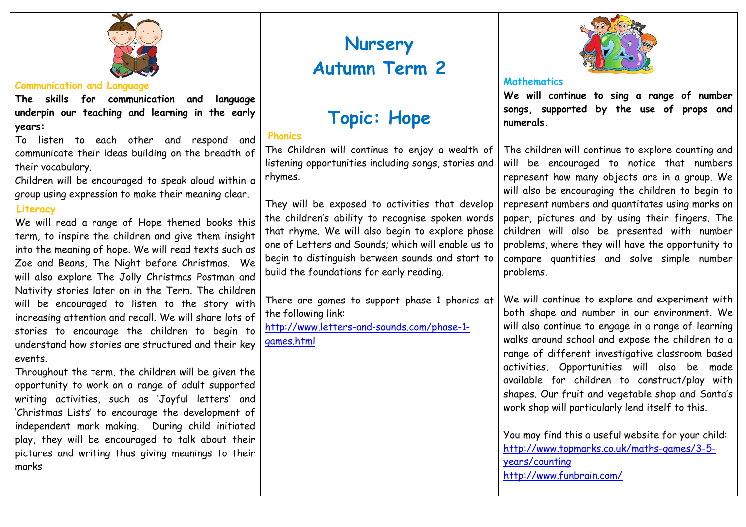# Nursery Autumn Term 2

# Topic: Hope

## Communication and Language

**The skills for communication and language underpin our teaching and learning in the early years:**

To listen to each other and respond and communicate their ideas building on the breadth of their vocabulary.

Children will be encouraged to speak aloud within a group using expression to make their meaning clear.

## Literacy

We will read a range of Hope themed books this term, to inspire the children and give them insight into the meaning of hope. We will read texts such as Zoe and Beans, The Night before Christmas. We will also explore The Jolly Christmas Postman and Nativity stories later on in the Term. The children will be encouraged to listen to the story with increasing attention and recall. We will share lots of stories to encourage the children to begin to understand how stories are structured and their key events.

Throughout the term, the children will be given the opportunity to work on a range of adult supported writing activities, such as 'Joyful letters' and 'Christmas Lists' to encourage the development of independent mark making. During child initiated play, they will be encouraged to talk about their pictures and writing thus giving meanings to their marks

## Phonics

The Children will continue to enjoy a wealth of listening opportunities including songs, stories and rhymes.

They will be exposed to activities that develop the children's ability to recognise spoken words that rhyme. We will also begin to explore phase one of Letters and Sounds; which will enable us to begin to distinguish between sounds and start to build the foundations for early reading.

There are games to support phase 1 phonics at the following link:
http://www.letters-and-sounds.com/phase-1-games.html

## Mathematics

**We will continue to sing a range of number songs, supported by the use of props and numerals.**

The children will continue to explore counting and will be encouraged to notice that numbers represent how many objects are in a group. We will also be encouraging the children to begin to represent numbers and quantitates using marks on paper, pictures and by using their fingers. The children will also be presented with number problems, where they will have the opportunity to compare quantities and solve simple number problems.

We will continue to explore and experiment with both shape and number in our environment. We will also continue to engage in a range of learning walks around school and expose the children to a range of different investigative classroom based activities. Opportunities will also be made available for children to construct/play with shapes. Our fruit and vegetable shop and Santa's work shop will particularly lend itself to this.

You may find this a useful website for your child:
http://www.topmarks.co.uk/maths-games/3-5-years/counting
http://www.funbrain.com/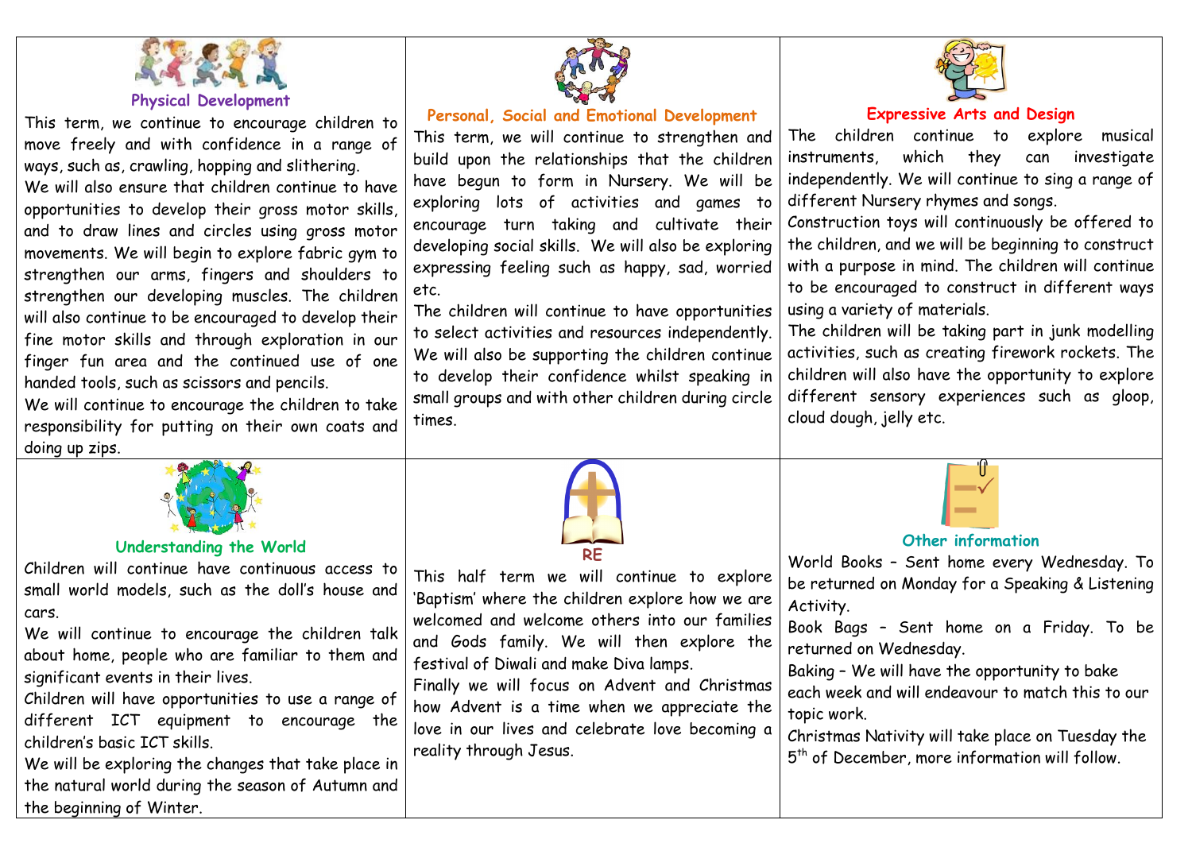## Physical Development

This term, we continue to encourage children to move freely and with confidence in a range of ways, such as, crawling, hopping and slithering.
We will also ensure that children continue to have opportunities to develop their gross motor skills, and to draw lines and circles using gross motor movements. We will begin to explore fabric gym to strengthen our arms, fingers and shoulders to strengthen our developing muscles. The children will also continue to be encouraged to develop their fine motor skills and through exploration in our finger fun area and the continued use of one handed tools, such as scissors and pencils.
We will continue to encourage the children to take responsibility for putting on their own coats and doing up zips.

## Personal, Social and Emotional Development

This term, we will continue to strengthen and build upon the relationships that the children have begun to form in Nursery. We will be exploring lots of activities and games to encourage turn taking and cultivate their developing social skills. We will also be exploring expressing feeling such as happy, sad, worried etc.
The children will continue to have opportunities to select activities and resources independently. We will also be supporting the children continue to develop their confidence whilst speaking in small groups and with other children during circle times.

## Expressive Arts and Design

The children continue to explore musical instruments, which they can investigate independently. We will continue to sing a range of different Nursery rhymes and songs.
Construction toys will continuously be offered to the children, and we will be beginning to construct with a purpose in mind. The children will continue to be encouraged to construct in different ways using a variety of materials.
The children will be taking part in junk modelling activities, such as creating firework rockets. The children will also have the opportunity to explore different sensory experiences such as gloop, cloud dough, jelly etc.

## Understanding the World

Children will continue have continuous access to small world models, such as the doll's house and cars.
We will continue to encourage the children talk about home, people who are familiar to them and significant events in their lives.
Children will have opportunities to use a range of different ICT equipment to encourage the children's basic ICT skills.
We will be exploring the changes that take place in the natural world during the season of Autumn and the beginning of Winter.

## RE

This half term we will continue to explore 'Baptism' where the children explore how we are welcomed and welcome others into our families and Gods family. We will then explore the festival of Diwali and make Diva lamps.
Finally we will focus on Advent and Christmas how Advent is a time when we appreciate the love in our lives and celebrate love becoming a reality through Jesus.

## Other information

World Books – Sent home every Wednesday. To be returned on Monday for a Speaking & Listening Activity.
Book Bags – Sent home on a Friday. To be returned on Wednesday.
Baking – We will have the opportunity to bake each week and will endeavour to match this to our topic work.
Christmas Nativity will take place on Tuesday the 5th of December, more information will follow.